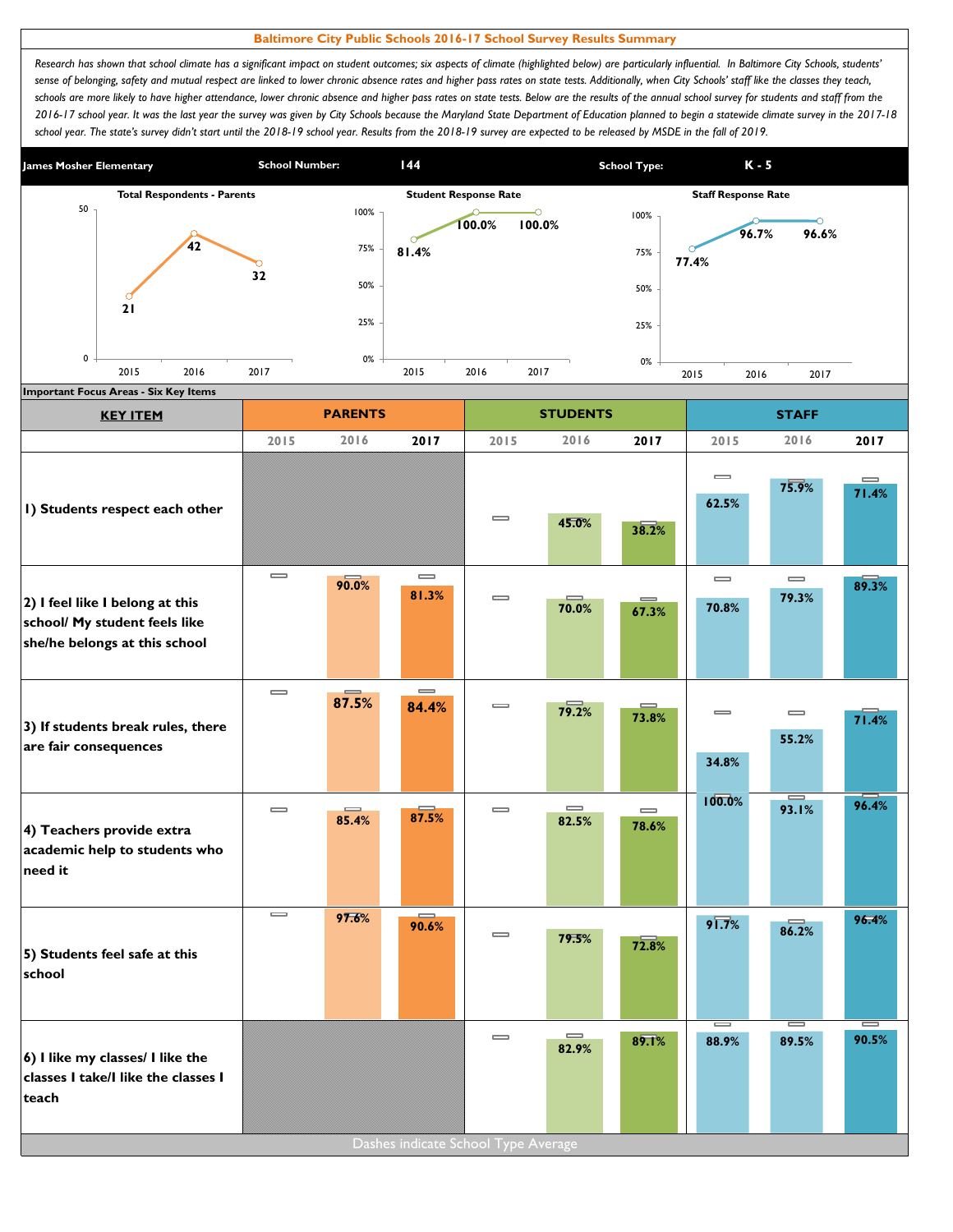# Baltimore City Public Schools 2016-17 School Survey Results Summary

*Research has shown that school climate has a significant impact on student outcomes; six aspects of climate (highlighted below) are particularly influential. In Baltimore City Schools, students' sense of belonging, safety and mutual respect are linked to lower chronic absence rates and higher pass rates on state tests. Additionally, when City Schools' staff like the classes they teach, schools are more likely to have higher attendance, lower chronic absence and higher pass rates on state tests. Below are the results of the annual school survey for students and staff from the 2016-17 school year. It was the last year the survey was given by City Schools because the Maryland State Department of Education planned to begin a statewide climate survey in the 2017-18 school year. The state's survey didn't start until the 2018-19 school year. Results from the 2018-19 survey are expected to be released by MSDE in the fall of 2019.*

**James Mosher Elementary** | **School Number:** 144 | **School Type:** K - 5

| | 2015 | 2016 | 2017 |
|---|---|---|---|
| Total Respondents - Parents | 21 | 42 | 32 |
| Student Response Rate | 81.4% | 100.0% | 100.0% |
| Staff Response Rate | 77.4% | 96.7% | 96.6% |

**Important Focus Areas - Six Key Items**

| KEY ITEM | PARENTS | | | STUDENTS | | | STAFF | | |
|---|---|---|---|---|---|---|---|---|---|
| | 2015 | 2016 | 2017 | 2015 | 2016 | 2017 | 2015 | 2016 | 2017 |
| 1) Students respect each other | | | | | 45.0% | 38.2% | 62.5% | 75.9% | 71.4% |
| 2) I feel like I belong at this school/ My student feels like she/he belongs at this school | | 90.0% | 81.3% | | 70.0% | 67.3% | 70.8% | 79.3% | 89.3% |
| 3) If students break rules, there are fair consequences | | 87.5% | 84.4% | | 79.2% | 73.8% | 34.8% | 55.2% | 71.4% |
| 4) Teachers provide extra academic help to students who need it | | 85.4% | 87.5% | | 82.5% | 78.6% | 100.0% | 93.1% | 96.4% |
| 5) Students feel safe at this school | | 97.6% | 90.6% | | 79.5% | 72.8% | 91.7% | 86.2% | 96.4% |
| 6) I like my classes/ I like the classes I take/I like the classes I teach | | | | | 82.9% | 89.1% | 88.9% | 89.5% | 90.5% |

Dashes indicate School Type Average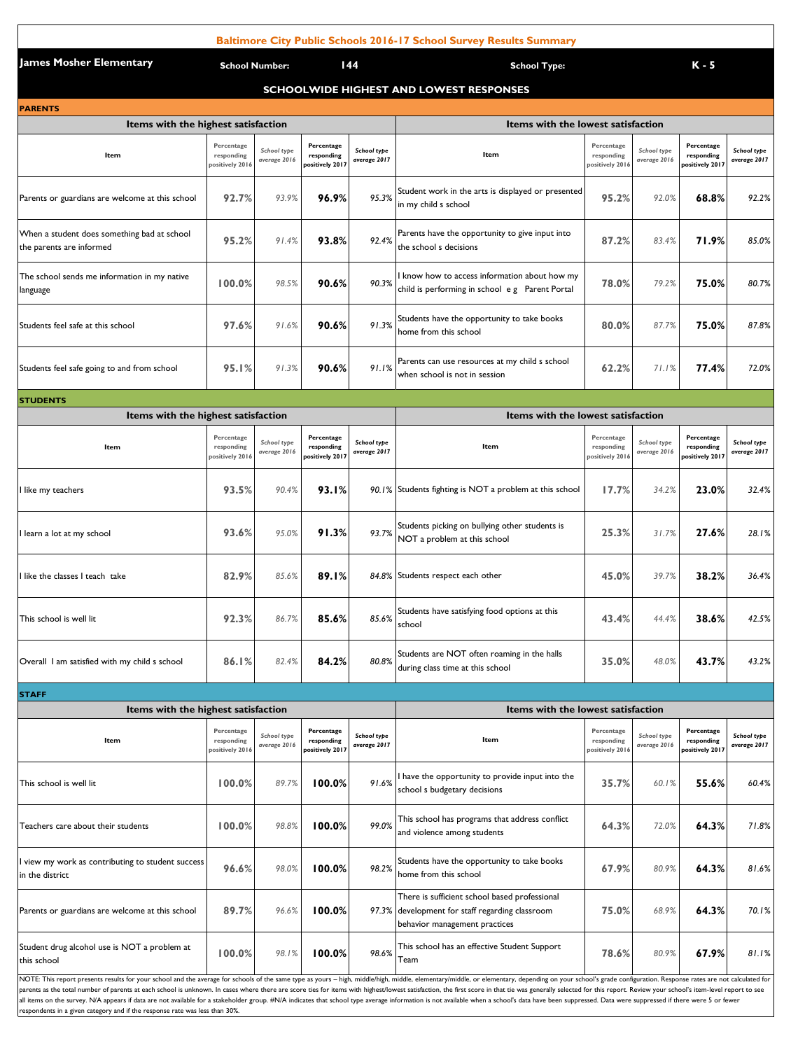## Baltimore City Public Schools 2016-17 School Survey Results Summary

**James Mosher Elementary** | **School Number:** 144 | **School Type:** K - 5

### SCHOOLWIDE HIGHEST AND LOWEST RESPONSES

#### PARENTS

| Items with the highest satisfaction | | | | | Items with the lowest satisfaction | | | | |
|---|---|---|---|---|---|---|---|---|---|
| Item | Percentage responding positively 2016 | *School type average 2016* | Percentage responding positively 2017 | *School type average 2017* | Item | Percentage responding positively 2016 | *School type average 2016* | Percentage responding positively 2017 | *School type average 2017* |
| Parents or guardians are welcome at this school | **92.7%** | *93.9%* | **96.9%** | *95.3%* | Student work in the arts is displayed or presented in my child s school | **95.2%** | *92.0%* | **68.8%** | *92.2%* |
| When a student does something bad at school the parents are informed | **95.2%** | *91.4%* | **93.8%** | *92.4%* | Parents have the opportunity to give input into the school s decisions | **87.2%** | *83.4%* | **71.9%** | *85.0%* |
| The school sends me information in my native language | **100.0%** | *98.5%* | **90.6%** | *90.3%* | I know how to access information about how my child is performing in school e g Parent Portal | **78.0%** | *79.2%* | **75.0%** | *80.7%* |
| Students feel safe at this school | **97.6%** | *91.6%* | **90.6%** | *91.3%* | Students have the opportunity to take books home from this school | **80.0%** | *87.7%* | **75.0%** | *87.8%* |
| Students feel safe going to and from school | **95.1%** | *91.3%* | **90.6%** | *91.1%* | Parents can use resources at my child s school when school is not in session | **62.2%** | *71.1%* | **77.4%** | *72.0%* |

#### STUDENTS

| Items with the highest satisfaction | | | | | Items with the lowest satisfaction | | | | |
|---|---|---|---|---|---|---|---|---|---|
| Item | Percentage responding positively 2016 | *School type average 2016* | Percentage responding positively 2017 | *School type average 2017* | Item | Percentage responding positively 2016 | *School type average 2016* | Percentage responding positively 2017 | *School type average 2017* |
| I like my teachers | **93.5%** | *90.4%* | **93.1%** | *90.1%* | Students fighting is NOT a problem at this school | **17.7%** | *34.2%* | **23.0%** | *32.4%* |
| I learn a lot at my school | **93.6%** | *95.0%* | **91.3%** | *93.7%* | Students picking on bullying other students is NOT a problem at this school | **25.3%** | *31.7%* | **27.6%** | *28.1%* |
| I like the classes I teach take | **82.9%** | *85.6%* | **89.1%** | *84.8%* | Students respect each other | **45.0%** | *39.7%* | **38.2%** | *36.4%* |
| This school is well lit | **92.3%** | *86.7%* | **85.6%** | *85.6%* | Students have satisfying food options at this school | **43.4%** | *44.4%* | **38.6%** | *42.5%* |
| Overall I am satisfied with my child s school | **86.1%** | *82.4%* | **84.2%** | *80.8%* | Students are NOT often roaming in the halls during class time at this school | **35.0%** | *48.0%* | **43.7%** | *43.2%* |

#### STAFF

| Items with the highest satisfaction | | | | | Items with the lowest satisfaction | | | | |
|---|---|---|---|---|---|---|---|---|---|
| Item | Percentage responding positively 2016 | *School type average 2016* | Percentage responding positively 2017 | *School type average 2017* | Item | Percentage responding positively 2016 | *School type average 2016* | Percentage responding positively 2017 | *School type average 2017* |
| This school is well lit | **100.0%** | *89.7%* | **100.0%** | *91.6%* | I have the opportunity to provide input into the school s budgetary decisions | **35.7%** | *60.1%* | **55.6%** | *60.4%* |
| Teachers care about their students | **100.0%** | *98.8%* | **100.0%** | *99.0%* | This school has programs that address conflict and violence among students | **64.3%** | *72.0%* | **64.3%** | *71.8%* |
| I view my work as contributing to student success in the district | **96.6%** | *98.0%* | **100.0%** | *98.2%* | Students have the opportunity to take books home from this school | **67.9%** | *80.9%* | **64.3%** | *81.6%* |
| Parents or guardians are welcome at this school | **89.7%** | *96.6%* | **100.0%** | *97.3%* | There is sufficient school based professional development for staff regarding classroom behavior management practices | **75.0%** | *68.9%* | **64.3%** | *70.1%* |
| Student drug alcohol use is NOT a problem at this school | **100.0%** | *98.1%* | **100.0%** | *98.6%* | This school has an effective Student Support Team | **78.6%** | *80.9%* | **67.9%** | *81.1%* |

NOTE: This report presents results for your school and the average for schools of the same type as yours – high, middle/high, middle, elementary/middle, or elementary, depending on your school's grade configuration. Response rates are not calculated for parents as the total number of parents at each school is unknown. In cases where there are score ties for items with highest/lowest satisfaction, the first score in that tie was generally selected for this report. Review your school's item-level report to see all items on the survey. N/A appears if data are not available for a stakeholder group. #N/A indicates that school type average information is not available when a school's data have been suppressed. Data were suppressed if there were 5 or fewer respondents in a given category and if the response rate was less than 30%.